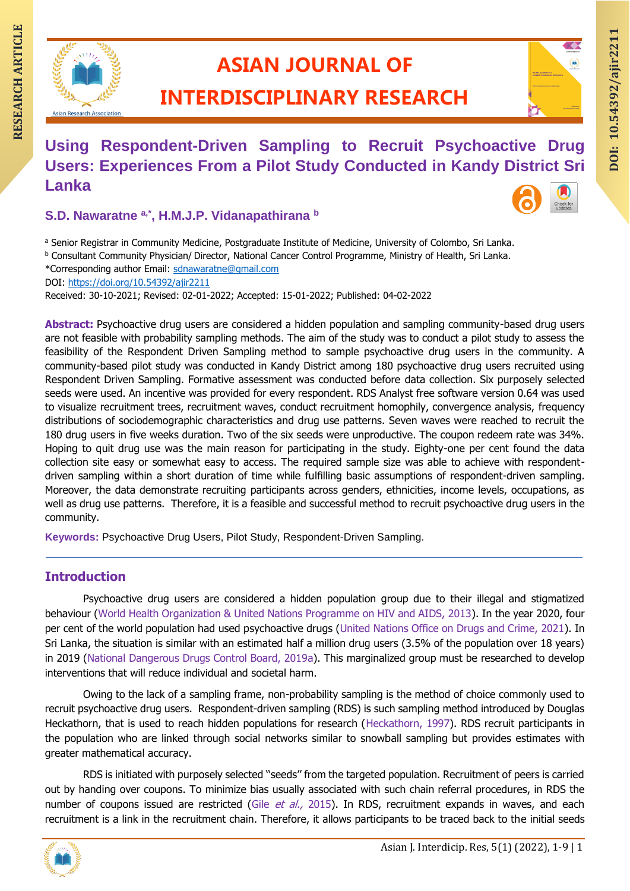# Using Respondent-Driven Sampling to Recruit Psychoactive Drug Users: Experiences From a Pilot Study Conducted in Kandy District Sri Lanka

**S.D. Nawaratne [a,*], H.M.J.P. Vidanapathirana [b]**

[a] Senior Registrar in Community Medicine, Postgraduate Institute of Medicine, University of Colombo, Sri Lanka.
[b] Consultant Community Physician/ Director, National Cancer Control Programme, Ministry of Health, Sri Lanka.
*Corresponding author Email: sdnawaratne@gmail.com
DOI: https://doi.org/10.54392/ajir2211
Received: 30-10-2021; Revised: 02-01-2022; Accepted: 15-01-2022; Published: 04-02-2022

**Abstract:** Psychoactive drug users are considered a hidden population and sampling community-based drug users are not feasible with probability sampling methods. The aim of the study was to conduct a pilot study to assess the feasibility of the Respondent Driven Sampling method to sample psychoactive drug users in the community. A community-based pilot study was conducted in Kandy District among 180 psychoactive drug users recruited using Respondent Driven Sampling. Formative assessment was conducted before data collection. Six purposely selected seeds were used. An incentive was provided for every respondent. RDS Analyst free software version 0.64 was used to visualize recruitment trees, recruitment waves, conduct recruitment homophily, convergence analysis, frequency distributions of sociodemographic characteristics and drug use patterns. Seven waves were reached to recruit the 180 drug users in five weeks duration. Two of the six seeds were unproductive. The coupon redeem rate was 34%. Hoping to quit drug use was the main reason for participating in the study. Eighty-one per cent found the data collection site easy or somewhat easy to access. The required sample size was able to achieve with respondent-driven sampling within a short duration of time while fulfilling basic assumptions of respondent-driven sampling. Moreover, the data demonstrate recruiting participants across genders, ethnicities, income levels, occupations, as well as drug use patterns. Therefore, it is a feasible and successful method to recruit psychoactive drug users in the community.

**Keywords:** Psychoactive Drug Users, Pilot Study, Respondent-Driven Sampling.

## Introduction

Psychoactive drug users are considered a hidden population group due to their illegal and stigmatized behaviour (World Health Organization & United Nations Programme on HIV and AIDS, 2013). In the year 2020, four per cent of the world population had used psychoactive drugs (United Nations Office on Drugs and Crime, 2021). In Sri Lanka, the situation is similar with an estimated half a million drug users (3.5% of the population over 18 years) in 2019 (National Dangerous Drugs Control Board, 2019a). This marginalized group must be researched to develop interventions that will reduce individual and societal harm.

Owing to the lack of a sampling frame, non-probability sampling is the method of choice commonly used to recruit psychoactive drug users. Respondent-driven sampling (RDS) is such sampling method introduced by Douglas Heckathorn, that is used to reach hidden populations for research (Heckathorn, 1997). RDS recruit participants in the population who are linked through social networks similar to snowball sampling but provides estimates with greater mathematical accuracy.

RDS is initiated with purposely selected "seeds" from the targeted population. Recruitment of peers is carried out by handing over coupons. To minimize bias usually associated with such chain referral procedures, in RDS the number of coupons issued are restricted (Gile *et al.,* 2015). In RDS, recruitment expands in waves, and each recruitment is a link in the recruitment chain. Therefore, it allows participants to be traced back to the initial seeds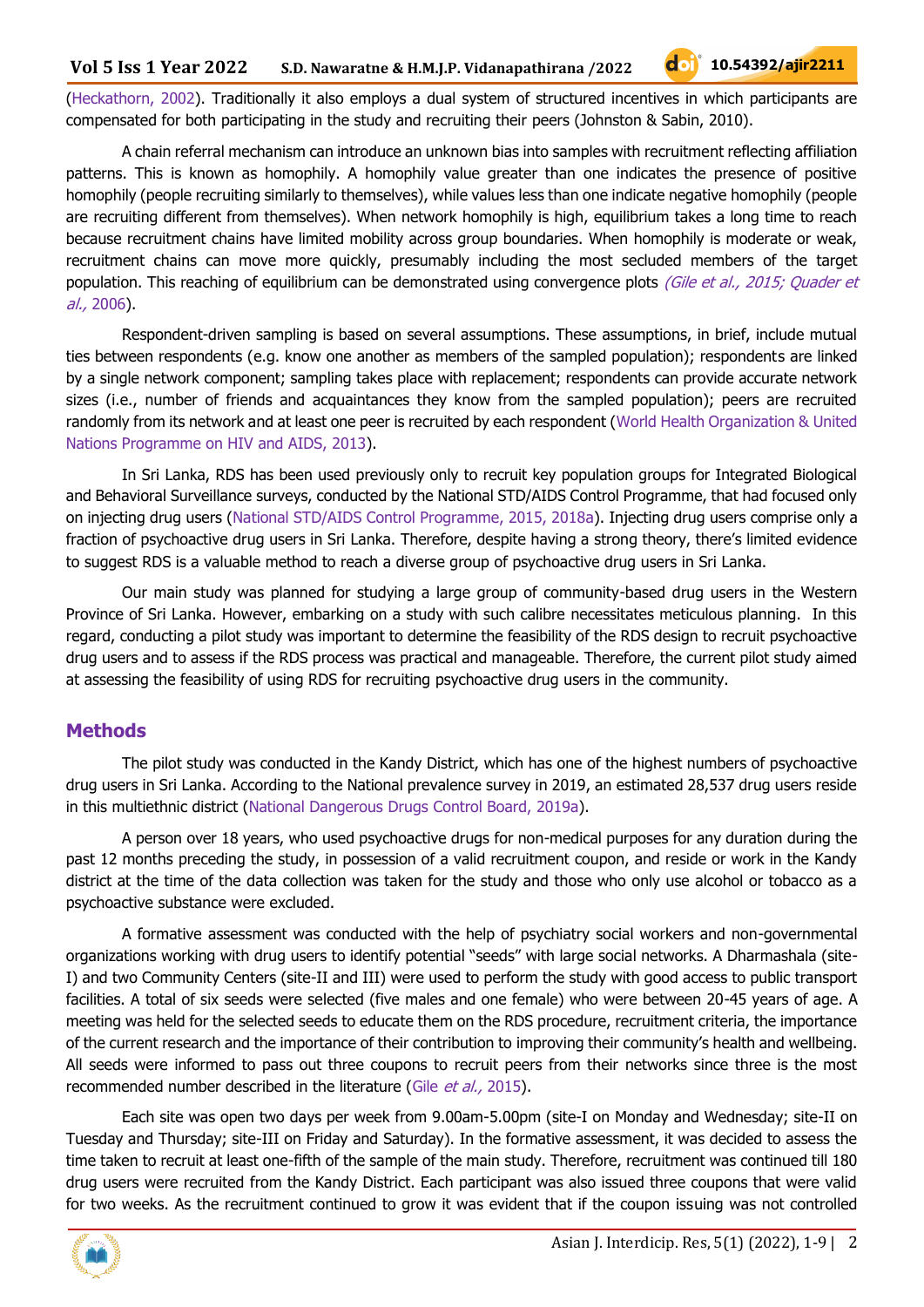(Heckathorn, 2002). Traditionally it also employs a dual system of structured incentives in which participants are compensated for both participating in the study and recruiting their peers (Johnston & Sabin, 2010).

A chain referral mechanism can introduce an unknown bias into samples with recruitment reflecting affiliation patterns. This is known as homophily. A homophily value greater than one indicates the presence of positive homophily (people recruiting similarly to themselves), while values less than one indicate negative homophily (people are recruiting different from themselves). When network homophily is high, equilibrium takes a long time to reach because recruitment chains have limited mobility across group boundaries. When homophily is moderate or weak, recruitment chains can move more quickly, presumably including the most secluded members of the target population. This reaching of equilibrium can be demonstrated using convergence plots *(Gile et al., 2015; Quader et al.,* 2006).

Respondent-driven sampling is based on several assumptions. These assumptions, in brief, include mutual ties between respondents (e.g. know one another as members of the sampled population); respondents are linked by a single network component; sampling takes place with replacement; respondents can provide accurate network sizes (i.e., number of friends and acquaintances they know from the sampled population); peers are recruited randomly from its network and at least one peer is recruited by each respondent (World Health Organization & United Nations Programme on HIV and AIDS, 2013).

In Sri Lanka, RDS has been used previously only to recruit key population groups for Integrated Biological and Behavioral Surveillance surveys, conducted by the National STD/AIDS Control Programme, that had focused only on injecting drug users (National STD/AIDS Control Programme, 2015, 2018a). Injecting drug users comprise only a fraction of psychoactive drug users in Sri Lanka. Therefore, despite having a strong theory, there's limited evidence to suggest RDS is a valuable method to reach a diverse group of psychoactive drug users in Sri Lanka.

Our main study was planned for studying a large group of community-based drug users in the Western Province of Sri Lanka. However, embarking on a study with such calibre necessitates meticulous planning. In this regard, conducting a pilot study was important to determine the feasibility of the RDS design to recruit psychoactive drug users and to assess if the RDS process was practical and manageable. Therefore, the current pilot study aimed at assessing the feasibility of using RDS for recruiting psychoactive drug users in the community.

## Methods

The pilot study was conducted in the Kandy District, which has one of the highest numbers of psychoactive drug users in Sri Lanka. According to the National prevalence survey in 2019, an estimated 28,537 drug users reside in this multiethnic district (National Dangerous Drugs Control Board, 2019a).

A person over 18 years, who used psychoactive drugs for non-medical purposes for any duration during the past 12 months preceding the study, in possession of a valid recruitment coupon, and reside or work in the Kandy district at the time of the data collection was taken for the study and those who only use alcohol or tobacco as a psychoactive substance were excluded.

A formative assessment was conducted with the help of psychiatry social workers and non-governmental organizations working with drug users to identify potential "seeds" with large social networks. A Dharmashala (site-I) and two Community Centers (site-II and III) were used to perform the study with good access to public transport facilities. A total of six seeds were selected (five males and one female) who were between 20-45 years of age. A meeting was held for the selected seeds to educate them on the RDS procedure, recruitment criteria, the importance of the current research and the importance of their contribution to improving their community's health and wellbeing. All seeds were informed to pass out three coupons to recruit peers from their networks since three is the most recommended number described in the literature (Gile *et al.,* 2015).

Each site was open two days per week from 9.00am-5.00pm (site-I on Monday and Wednesday; site-II on Tuesday and Thursday; site-III on Friday and Saturday). In the formative assessment, it was decided to assess the time taken to recruit at least one-fifth of the sample of the main study. Therefore, recruitment was continued till 180 drug users were recruited from the Kandy District. Each participant was also issued three coupons that were valid for two weeks. As the recruitment continued to grow it was evident that if the coupon issuing was not controlled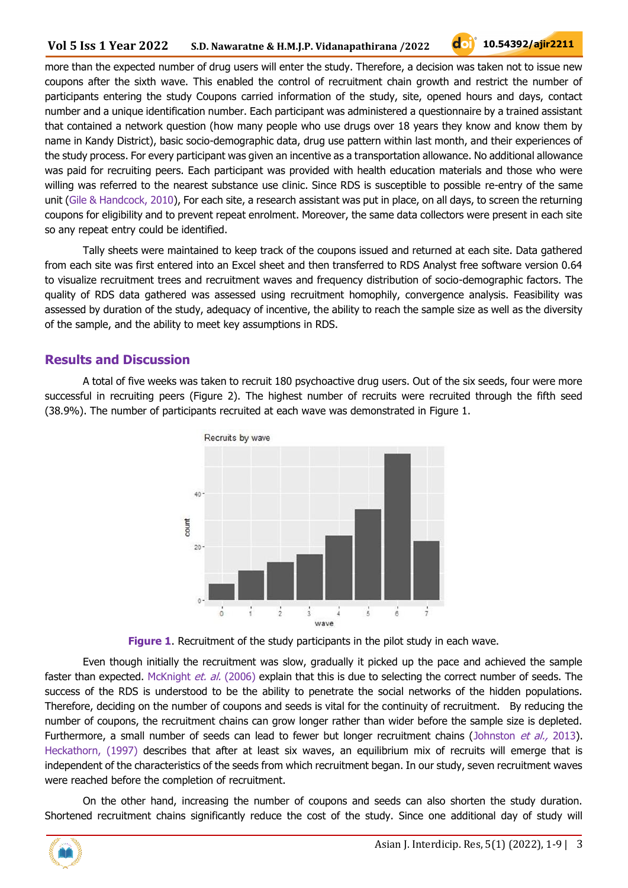more than the expected number of drug users will enter the study. Therefore, a decision was taken not to issue new coupons after the sixth wave. This enabled the control of recruitment chain growth and restrict the number of participants entering the study Coupons carried information of the study, site, opened hours and days, contact number and a unique identification number. Each participant was administered a questionnaire by a trained assistant that contained a network question (how many people who use drugs over 18 years they know and know them by name in Kandy District), basic socio-demographic data, drug use pattern within last month, and their experiences of the study process. For every participant was given an incentive as a transportation allowance. No additional allowance was paid for recruiting peers. Each participant was provided with health education materials and those who were willing was referred to the nearest substance use clinic. Since RDS is susceptible to possible re-entry of the same unit (Gile & Handcock, 2010), For each site, a research assistant was put in place, on all days, to screen the returning coupons for eligibility and to prevent repeat enrolment. Moreover, the same data collectors were present in each site so any repeat entry could be identified.

Tally sheets were maintained to keep track of the coupons issued and returned at each site. Data gathered from each site was first entered into an Excel sheet and then transferred to RDS Analyst free software version 0.64 to visualize recruitment trees and recruitment waves and frequency distribution of socio-demographic factors. The quality of RDS data gathered was assessed using recruitment homophily, convergence analysis. Feasibility was assessed by duration of the study, adequacy of incentive, the ability to reach the sample size as well as the diversity of the sample, and the ability to meet key assumptions in RDS.

## Results and Discussion

A total of five weeks was taken to recruit 180 psychoactive drug users. Out of the six seeds, four were more successful in recruiting peers (Figure 2). The highest number of recruits were recruited through the fifth seed (38.9%). The number of participants recruited at each wave was demonstrated in Figure 1.

**Figure 1**. Recruitment of the study participants in the pilot study in each wave.

Even though initially the recruitment was slow, gradually it picked up the pace and achieved the sample faster than expected. McKnight *et. al.* (2006) explain that this is due to selecting the correct number of seeds. The success of the RDS is understood to be the ability to penetrate the social networks of the hidden populations. Therefore, deciding on the number of coupons and seeds is vital for the continuity of recruitment. By reducing the number of coupons, the recruitment chains can grow longer rather than wider before the sample size is depleted. Furthermore, a small number of seeds can lead to fewer but longer recruitment chains (Johnston *et al.,* 2013). Heckathorn, (1997) describes that after at least six waves, an equilibrium mix of recruits will emerge that is independent of the characteristics of the seeds from which recruitment began. In our study, seven recruitment waves were reached before the completion of recruitment.

On the other hand, increasing the number of coupons and seeds can also shorten the study duration. Shortened recruitment chains significantly reduce the cost of the study. Since one additional day of study will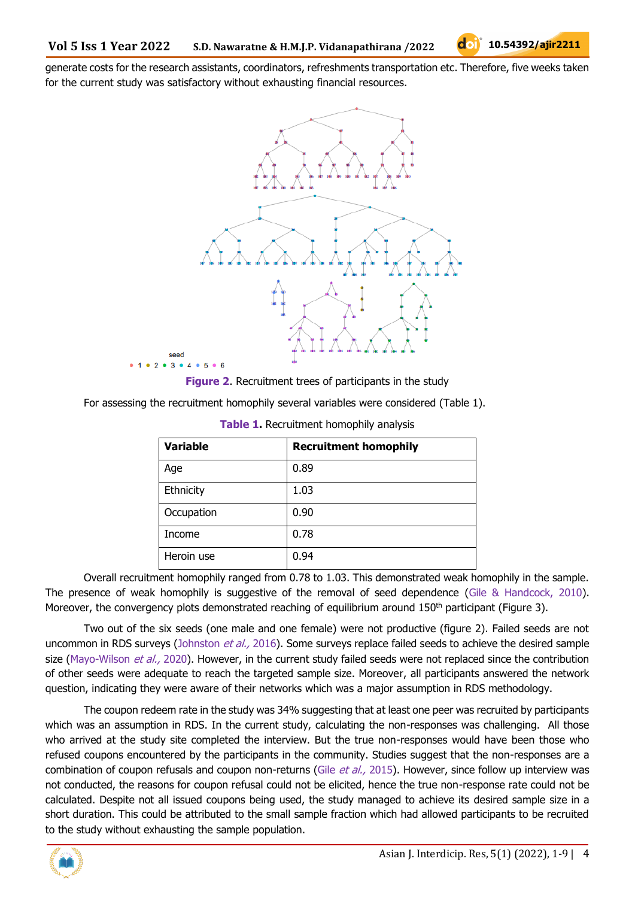generate costs for the research assistants, coordinators, refreshments transportation etc. Therefore, five weeks taken for the current study was satisfactory without exhausting financial resources.

**Figure 2**. Recruitment trees of participants in the study

For assessing the recruitment homophily several variables were considered (Table 1).

**Table 1.** Recruitment homophily analysis

| Variable | Recruitment homophily |
|---|---|
| Age | 0.89 |
| Ethnicity | 1.03 |
| Occupation | 0.90 |
| Income | 0.78 |
| Heroin use | 0.94 |

Overall recruitment homophily ranged from 0.78 to 1.03. This demonstrated weak homophily in the sample. The presence of weak homophily is suggestive of the removal of seed dependence (Gile & Handcock, 2010). Moreover, the convergency plots demonstrated reaching of equilibrium around 150th participant (Figure 3).

Two out of the six seeds (one male and one female) were not productive (figure 2). Failed seeds are not uncommon in RDS surveys (Johnston *et al.,* 2016). Some surveys replace failed seeds to achieve the desired sample size (Mayo-Wilson *et al.,* 2020). However, in the current study failed seeds were not replaced since the contribution of other seeds were adequate to reach the targeted sample size. Moreover, all participants answered the network question, indicating they were aware of their networks which was a major assumption in RDS methodology.

The coupon redeem rate in the study was 34% suggesting that at least one peer was recruited by participants which was an assumption in RDS. In the current study, calculating the non-responses was challenging. All those who arrived at the study site completed the interview. But the true non-responses would have been those who refused coupons encountered by the participants in the community. Studies suggest that the non-responses are a combination of coupon refusals and coupon non-returns (Gile *et al.,* 2015). However, since follow up interview was not conducted, the reasons for coupon refusal could not be elicited, hence the true non-response rate could not be calculated. Despite not all issued coupons being used, the study managed to achieve its desired sample size in a short duration. This could be attributed to the small sample fraction which had allowed participants to be recruited to the study without exhausting the sample population.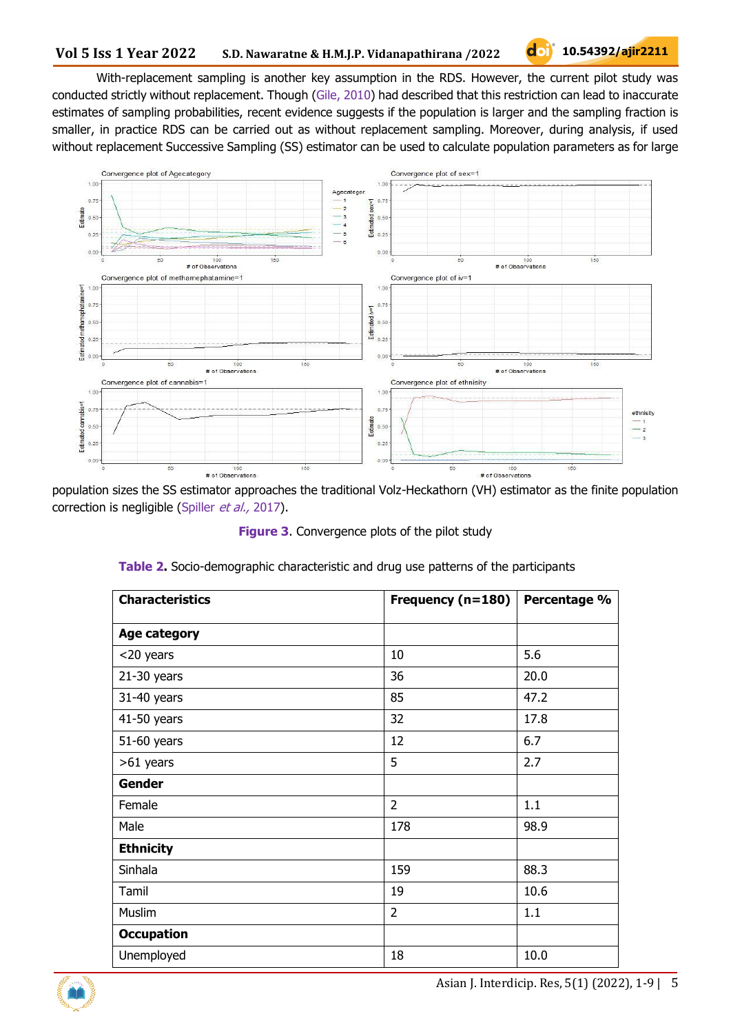With-replacement sampling is another key assumption in the RDS. However, the current pilot study was conducted strictly without replacement. Though (Gile, 2010) had described that this restriction can lead to inaccurate estimates of sampling probabilities, recent evidence suggests if the population is larger and the sampling fraction is smaller, in practice RDS can be carried out as without replacement sampling. Moreover, during analysis, if used without replacement Successive Sampling (SS) estimator can be used to calculate population parameters as for large population sizes the SS estimator approaches the traditional Volz-Heckathorn (VH) estimator as the finite population correction is negligible (Spiller *et al.,* 2017).

**Figure 3**. Convergence plots of the pilot study

**Table 2.** Socio-demographic characteristic and drug use patterns of the participants

| **Characteristics** | **Frequency (n=180)** | **Percentage %** |
|---|---|---|
| **Age category** | | |
| <20 years | 10 | 5.6 |
| 21-30 years | 36 | 20.0 |
| 31-40 years | 85 | 47.2 |
| 41-50 years | 32 | 17.8 |
| 51-60 years | 12 | 6.7 |
| >61 years | 5 | 2.7 |
| **Gender** | | |
| Female | 2 | 1.1 |
| Male | 178 | 98.9 |
| **Ethnicity** | | |
| Sinhala | 159 | 88.3 |
| Tamil | 19 | 10.6 |
| Muslim | 2 | 1.1 |
| **Occupation** | | |
| Unemployed | 18 | 10.0 |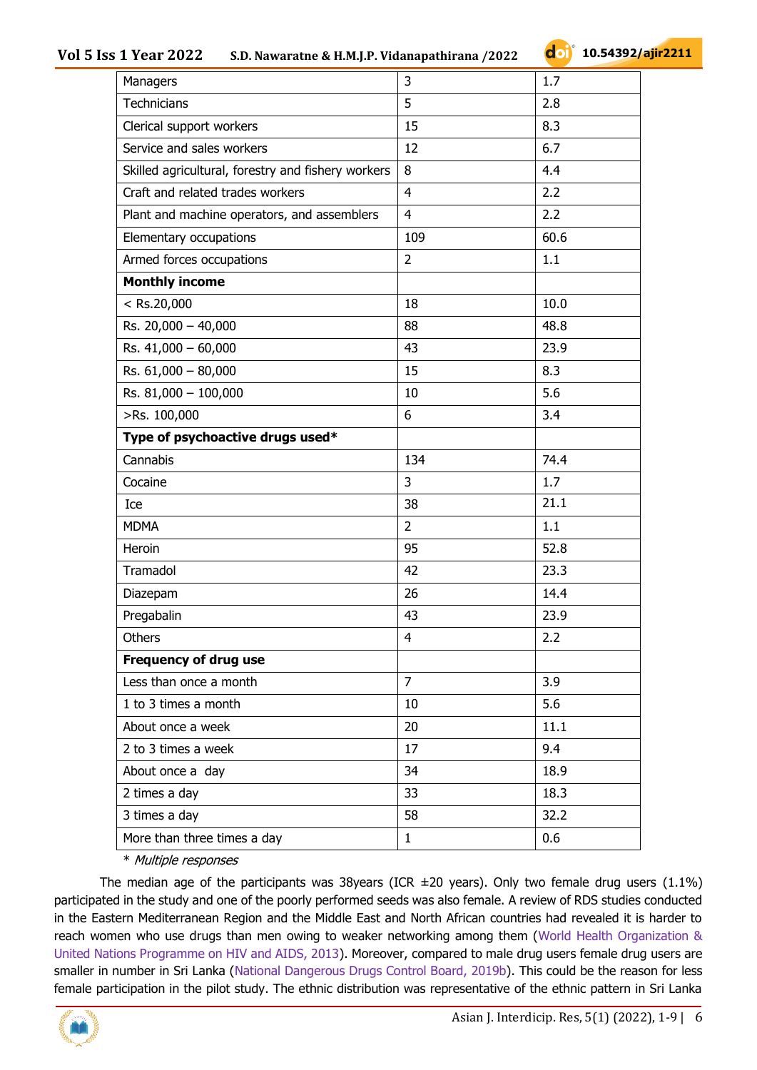| Managers | 3 | 1.7 |
|---|---|---|
| Technicians | 5 | 2.8 |
| Clerical support workers | 15 | 8.3 |
| Service and sales workers | 12 | 6.7 |
| Skilled agricultural, forestry and fishery workers | 8 | 4.4 |
| Craft and related trades workers | 4 | 2.2 |
| Plant and machine operators, and assemblers | 4 | 2.2 |
| Elementary occupations | 109 | 60.6 |
| Armed forces occupations | 2 | 1.1 |
| **Monthly income** | | |
| < Rs.20,000 | 18 | 10.0 |
| Rs. 20,000 – 40,000 | 88 | 48.8 |
| Rs. 41,000 – 60,000 | 43 | 23.9 |
| Rs. 61,000 – 80,000 | 15 | 8.3 |
| Rs. 81,000 – 100,000 | 10 | 5.6 |
| >Rs. 100,000 | 6 | 3.4 |
| **Type of psychoactive drugs used*** | | |
| Cannabis | 134 | 74.4 |
| Cocaine | 3 | 1.7 |
| Ice | 38 | 21.1 |
| MDMA | 2 | 1.1 |
| Heroin | 95 | 52.8 |
| Tramadol | 42 | 23.3 |
| Diazepam | 26 | 14.4 |
| Pregabalin | 43 | 23.9 |
| Others | 4 | 2.2 |
| **Frequency of drug use** | | |
| Less than once a month | 7 | 3.9 |
| 1 to 3 times a month | 10 | 5.6 |
| About once a week | 20 | 11.1 |
| 2 to 3 times a week | 17 | 9.4 |
| About once a day | 34 | 18.9 |
| 2 times a day | 33 | 18.3 |
| 3 times a day | 58 | 32.2 |
| More than three times a day | 1 | 0.6 |

\* *Multiple responses*

The median age of the participants was 38years (ICR ±20 years). Only two female drug users (1.1%) participated in the study and one of the poorly performed seeds was also female. A review of RDS studies conducted in the Eastern Mediterranean Region and the Middle East and North African countries had revealed it is harder to reach women who use drugs than men owing to weaker networking among them (World Health Organization & United Nations Programme on HIV and AIDS, 2013). Moreover, compared to male drug users female drug users are smaller in number in Sri Lanka (National Dangerous Drugs Control Board, 2019b). This could be the reason for less female participation in the pilot study. The ethnic distribution was representative of the ethnic pattern in Sri Lanka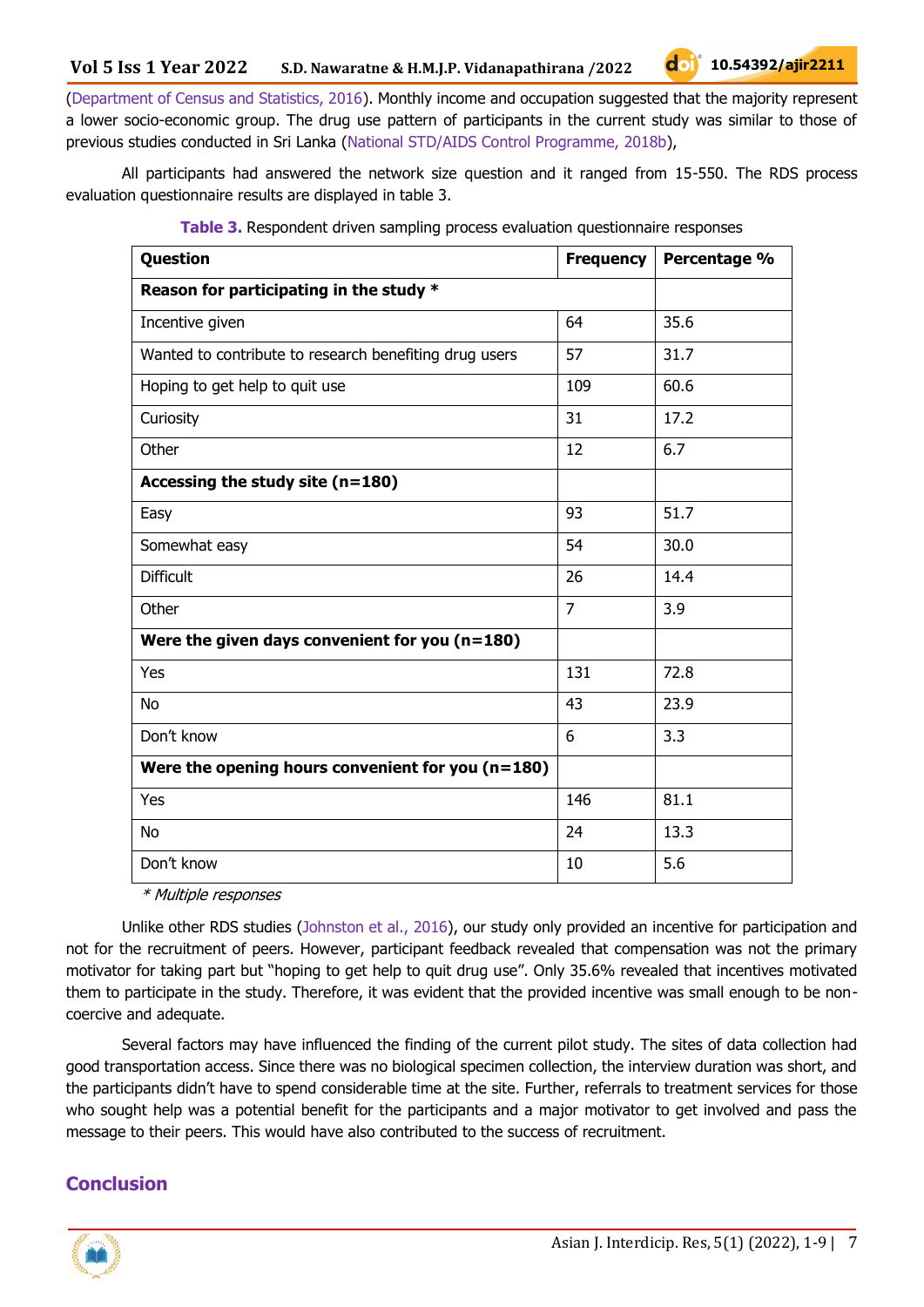(Department of Census and Statistics, 2016). Monthly income and occupation suggested that the majority represent a lower socio-economic group. The drug use pattern of participants in the current study was similar to those of previous studies conducted in Sri Lanka (National STD/AIDS Control Programme, 2018b),

All participants had answered the network size question and it ranged from 15-550. The RDS process evaluation questionnaire results are displayed in table 3.

**Table 3.** Respondent driven sampling process evaluation questionnaire responses

| Question | Frequency | Percentage % |
|---|---|---|
| **Reason for participating in the study *** | | |
| Incentive given | 64 | 35.6 |
| Wanted to contribute to research benefiting drug users | 57 | 31.7 |
| Hoping to get help to quit use | 109 | 60.6 |
| Curiosity | 31 | 17.2 |
| Other | 12 | 6.7 |
| **Accessing the study site (n=180)** | | |
| Easy | 93 | 51.7 |
| Somewhat easy | 54 | 30.0 |
| Difficult | 26 | 14.4 |
| Other | 7 | 3.9 |
| **Were the given days convenient for you (n=180)** | | |
| Yes | 131 | 72.8 |
| No | 43 | 23.9 |
| Don't know | 6 | 3.3 |
| **Were the opening hours convenient for you (n=180)** | | |
| Yes | 146 | 81.1 |
| No | 24 | 13.3 |
| Don't know | 10 | 5.6 |

*\* Multiple responses*

Unlike other RDS studies (Johnston et al., 2016), our study only provided an incentive for participation and not for the recruitment of peers. However, participant feedback revealed that compensation was not the primary motivator for taking part but "hoping to get help to quit drug use". Only 35.6% revealed that incentives motivated them to participate in the study. Therefore, it was evident that the provided incentive was small enough to be non-coercive and adequate.

Several factors may have influenced the finding of the current pilot study. The sites of data collection had good transportation access. Since there was no biological specimen collection, the interview duration was short, and the participants didn't have to spend considerable time at the site. Further, referrals to treatment services for those who sought help was a potential benefit for the participants and a major motivator to get involved and pass the message to their peers. This would have also contributed to the success of recruitment.

## Conclusion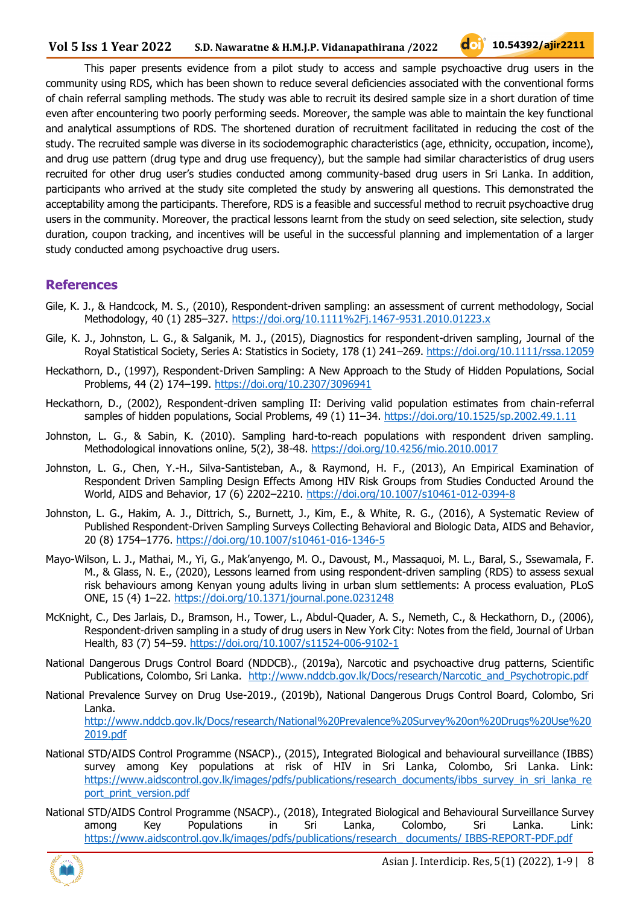This paper presents evidence from a pilot study to access and sample psychoactive drug users in the community using RDS, which has been shown to reduce several deficiencies associated with the conventional forms of chain referral sampling methods. The study was able to recruit its desired sample size in a short duration of time even after encountering two poorly performing seeds. Moreover, the sample was able to maintain the key functional and analytical assumptions of RDS. The shortened duration of recruitment facilitated in reducing the cost of the study. The recruited sample was diverse in its sociodemographic characteristics (age, ethnicity, occupation, income), and drug use pattern (drug type and drug use frequency), but the sample had similar characteristics of drug users recruited for other drug user's studies conducted among community-based drug users in Sri Lanka. In addition, participants who arrived at the study site completed the study by answering all questions. This demonstrated the acceptability among the participants. Therefore, RDS is a feasible and successful method to recruit psychoactive drug users in the community. Moreover, the practical lessons learnt from the study on seed selection, site selection, study duration, coupon tracking, and incentives will be useful in the successful planning and implementation of a larger study conducted among psychoactive drug users.

## References

Gile, K. J., & Handcock, M. S., (2010), Respondent-driven sampling: an assessment of current methodology, Social Methodology, 40 (1) 285–327. https://doi.org/10.1111%2Fj.1467-9531.2010.01223.x

Gile, K. J., Johnston, L. G., & Salganik, M. J., (2015), Diagnostics for respondent-driven sampling, Journal of the Royal Statistical Society, Series A: Statistics in Society, 178 (1) 241–269. https://doi.org/10.1111/rssa.12059

Heckathorn, D., (1997), Respondent-Driven Sampling: A New Approach to the Study of Hidden Populations, Social Problems, 44 (2) 174–199. https://doi.org/10.2307/3096941

Heckathorn, D., (2002), Respondent-driven sampling II: Deriving valid population estimates from chain-referral samples of hidden populations, Social Problems, 49 (1) 11–34. https://doi.org/10.1525/sp.2002.49.1.11

Johnston, L. G., & Sabin, K. (2010). Sampling hard-to-reach populations with respondent driven sampling. Methodological innovations online, 5(2), 38-48. https://doi.org/10.4256/mio.2010.0017

Johnston, L. G., Chen, Y.-H., Silva-Santisteban, A., & Raymond, H. F., (2013), An Empirical Examination of Respondent Driven Sampling Design Effects Among HIV Risk Groups from Studies Conducted Around the World, AIDS and Behavior, 17 (6) 2202–2210. https://doi.org/10.1007/s10461-012-0394-8

Johnston, L. G., Hakim, A. J., Dittrich, S., Burnett, J., Kim, E., & White, R. G., (2016), A Systematic Review of Published Respondent-Driven Sampling Surveys Collecting Behavioral and Biologic Data, AIDS and Behavior, 20 (8) 1754–1776. https://doi.org/10.1007/s10461-016-1346-5

Mayo-Wilson, L. J., Mathai, M., Yi, G., Mak'anyengo, M. O., Davoust, M., Massaquoi, M. L., Baral, S., Ssewamala, F. M., & Glass, N. E., (2020), Lessons learned from using respondent-driven sampling (RDS) to assess sexual risk behaviours among Kenyan young adults living in urban slum settlements: A process evaluation, PLoS ONE, 15 (4) 1–22. https://doi.org/10.1371/journal.pone.0231248

McKnight, C., Des Jarlais, D., Bramson, H., Tower, L., Abdul-Quader, A. S., Nemeth, C., & Heckathorn, D., (2006), Respondent-driven sampling in a study of drug users in New York City: Notes from the field, Journal of Urban Health, 83 (7) 54–59. https://doi.org/10.1007/s11524-006-9102-1

National Dangerous Drugs Control Board (NDDCB)., (2019a), Narcotic and psychoactive drug patterns, Scientific Publications, Colombo, Sri Lanka. http://www.nddcb.gov.lk/Docs/research/Narcotic_and_Psychotropic.pdf

National Prevalence Survey on Drug Use-2019., (2019b), National Dangerous Drugs Control Board, Colombo, Sri Lanka. http://www.nddcb.gov.lk/Docs/research/National%20Prevalence%20Survey%20on%20Drugs%20Use%202019.pdf

National STD/AIDS Control Programme (NSACP)., (2015), Integrated Biological and behavioural surveillance (IBBS) survey among Key populations at risk of HIV in Sri Lanka, Colombo, Sri Lanka. Link: https://www.aidscontrol.gov.lk/images/pdfs/publications/research_documents/ibbs_survey_in_sri_lanka_report_print_version.pdf

National STD/AIDS Control Programme (NSACP)., (2018), Integrated Biological and Behavioural Surveillance Survey among Key Populations in Sri Lanka, Colombo, Sri Lanka. Link: https://www.aidscontrol.gov.lk/images/pdfs/publications/research_ documents/ IBBS-REPORT-PDF.pdf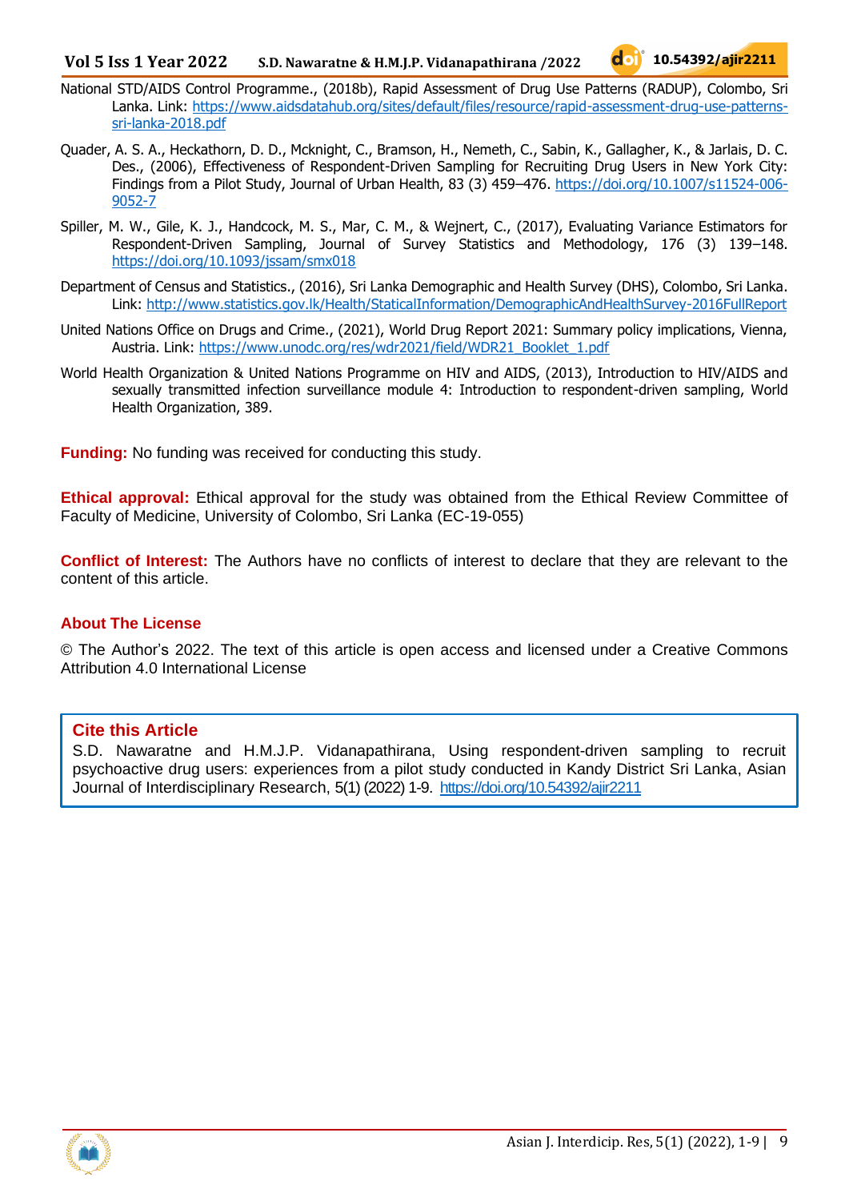National STD/AIDS Control Programme., (2018b), Rapid Assessment of Drug Use Patterns (RADUP), Colombo, Sri Lanka. Link: https://www.aidsdatahub.org/sites/default/files/resource/rapid-assessment-drug-use-patterns-sri-lanka-2018.pdf

Quader, A. S. A., Heckathorn, D. D., Mcknight, C., Bramson, H., Nemeth, C., Sabin, K., Gallagher, K., & Jarlais, D. C. Des., (2006), Effectiveness of Respondent-Driven Sampling for Recruiting Drug Users in New York City: Findings from a Pilot Study, Journal of Urban Health, 83 (3) 459–476. https://doi.org/10.1007/s11524-006-9052-7

Spiller, M. W., Gile, K. J., Handcock, M. S., Mar, C. M., & Wejnert, C., (2017), Evaluating Variance Estimators for Respondent-Driven Sampling, Journal of Survey Statistics and Methodology, 176 (3) 139–148. https://doi.org/10.1093/jssam/smx018

Department of Census and Statistics., (2016), Sri Lanka Demographic and Health Survey (DHS), Colombo, Sri Lanka. Link: http://www.statistics.gov.lk/Health/StaticalInformation/DemographicAndHealthSurvey-2016FullReport

United Nations Office on Drugs and Crime., (2021), World Drug Report 2021: Summary policy implications, Vienna, Austria. Link: https://www.unodc.org/res/wdr2021/field/WDR21_Booklet_1.pdf

World Health Organization & United Nations Programme on HIV and AIDS, (2013), Introduction to HIV/AIDS and sexually transmitted infection surveillance module 4: Introduction to respondent-driven sampling, World Health Organization, 389.

**Funding:** No funding was received for conducting this study.

**Ethical approval:** Ethical approval for the study was obtained from the Ethical Review Committee of Faculty of Medicine, University of Colombo, Sri Lanka (EC-19-055)

**Conflict of Interest:** The Authors have no conflicts of interest to declare that they are relevant to the content of this article.

**About The License**

© The Author's 2022. The text of this article is open access and licensed under a Creative Commons Attribution 4.0 International License

**Cite this Article**

S.D. Nawaratne and H.M.J.P. Vidanapathirana, Using respondent-driven sampling to recruit psychoactive drug users: experiences from a pilot study conducted in Kandy District Sri Lanka, Asian Journal of Interdisciplinary Research, 5(1) (2022) 1-9. https://doi.org/10.54392/ajir2211